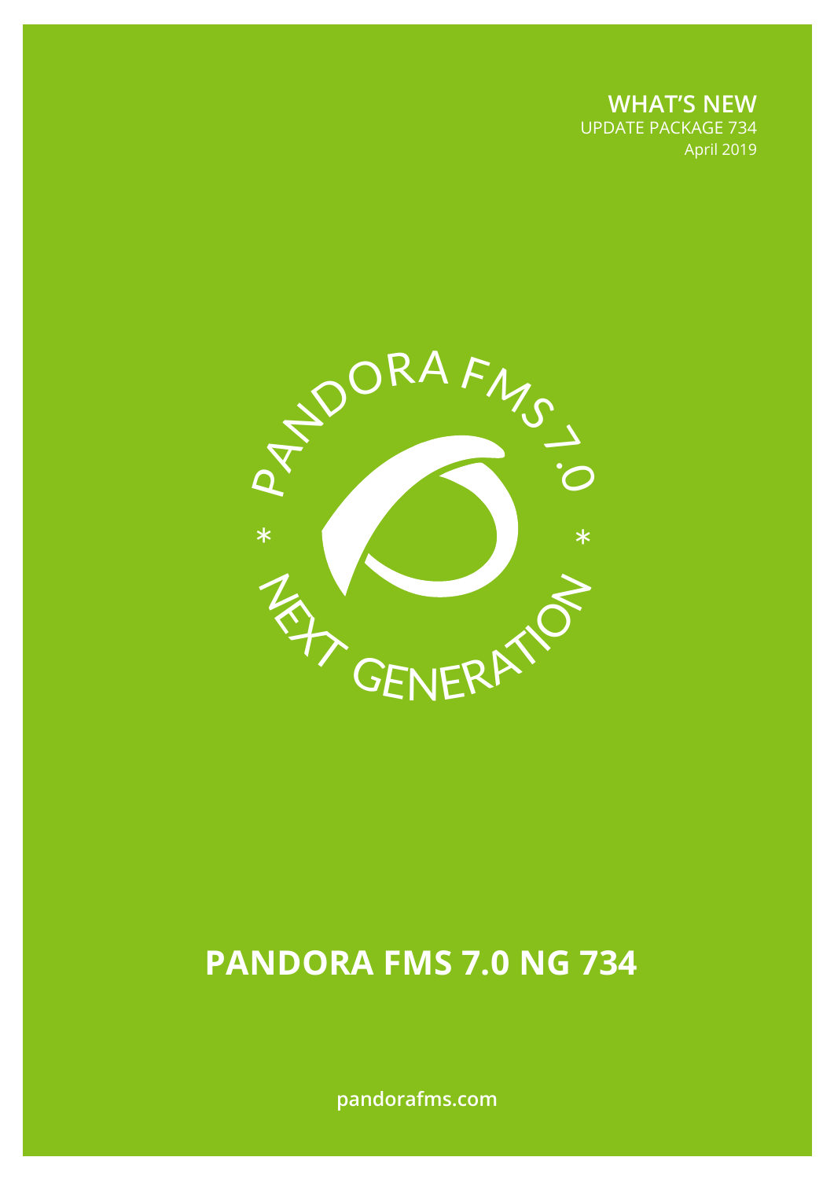**WHAT'S NEW**
UPDATE PACKAGE 734
April 2019

PANDORA FMS 7.0 * NEXT GENERATION *

# PANDORA FMS 7.0 NG 734

pandorafms.com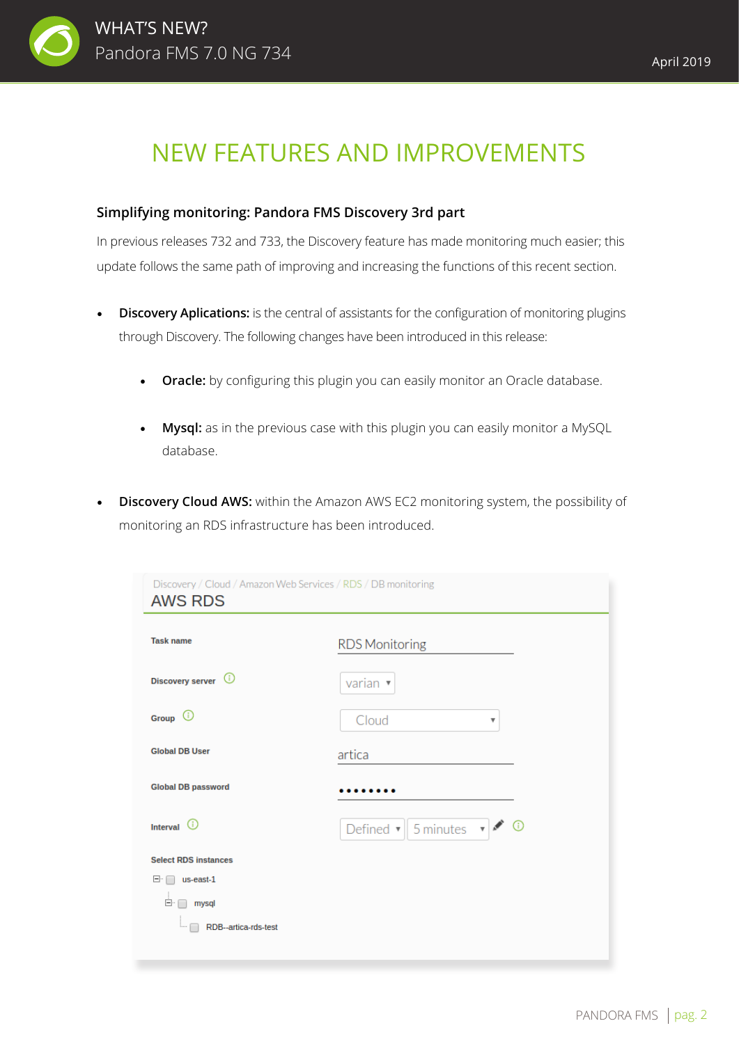# NEW FEATURES AND IMPROVEMENTS

**Simplifying monitoring: Pandora FMS Discovery 3rd part**

In previous releases 732 and 733, the Discovery feature has made monitoring much easier; this update follows the same path of improving and increasing the functions of this recent section.

- **Discovery Aplications:** is the central of assistants for the configuration of monitoring plugins through Discovery. The following changes have been introduced in this release:
    - **Oracle:** by configuring this plugin you can easily monitor an Oracle database.
    - **Mysql:** as in the previous case with this plugin you can easily monitor a MySQL database.
- **Discovery Cloud AWS:** within the Amazon AWS EC2 monitoring system, the possibility of monitoring an RDS infrastructure has been introduced.

Discovery / Cloud / Amazon Web Services / RDS / DB monitoring

AWS RDS

| | |
|---|---|
| Task name | RDS Monitoring |
| Discovery server | varian |
| Group | Cloud |
| Global DB User | artica |
| Global DB password | •••••••• |
| Interval | Defined / 5 minutes |

Select RDS instances
- us-east-1
    - mysql
        - RDB--artica-rds-test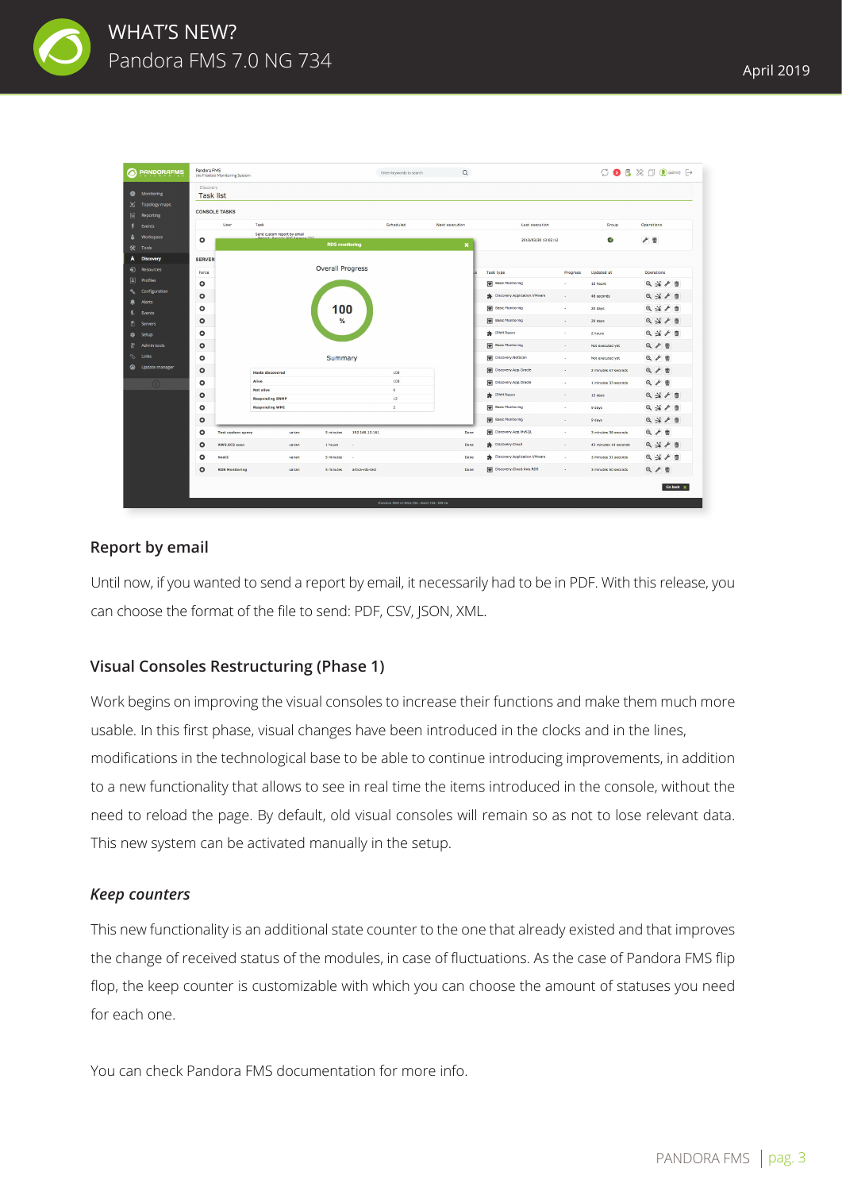## Report by email

Until now, if you wanted to send a report by email, it necessarily had to be in PDF. With this release, you can choose the format of the file to send: PDF, CSV, JSON, XML.

## Visual Consoles Restructuring (Phase 1)

Work begins on improving the visual consoles to increase their functions and make them much more usable. In this first phase, visual changes have been introduced in the clocks and in the lines, modifications in the technological base to be able to continue introducing improvements, in addition to a new functionality that allows to see in real time the items introduced in the console, without the need to reload the page. By default, old visual consoles will remain so as not to lose relevant data. This new system can be activated manually in the setup.

### *Keep counters*

This new functionality is an additional state counter to the one that already existed and that improves the change of received status of the modules, in case of fluctuations. As the case of Pandora FMS flip flop, the keep counter is customizable with which you can choose the amount of statuses you need for each one.

You can check Pandora FMS documentation for more info.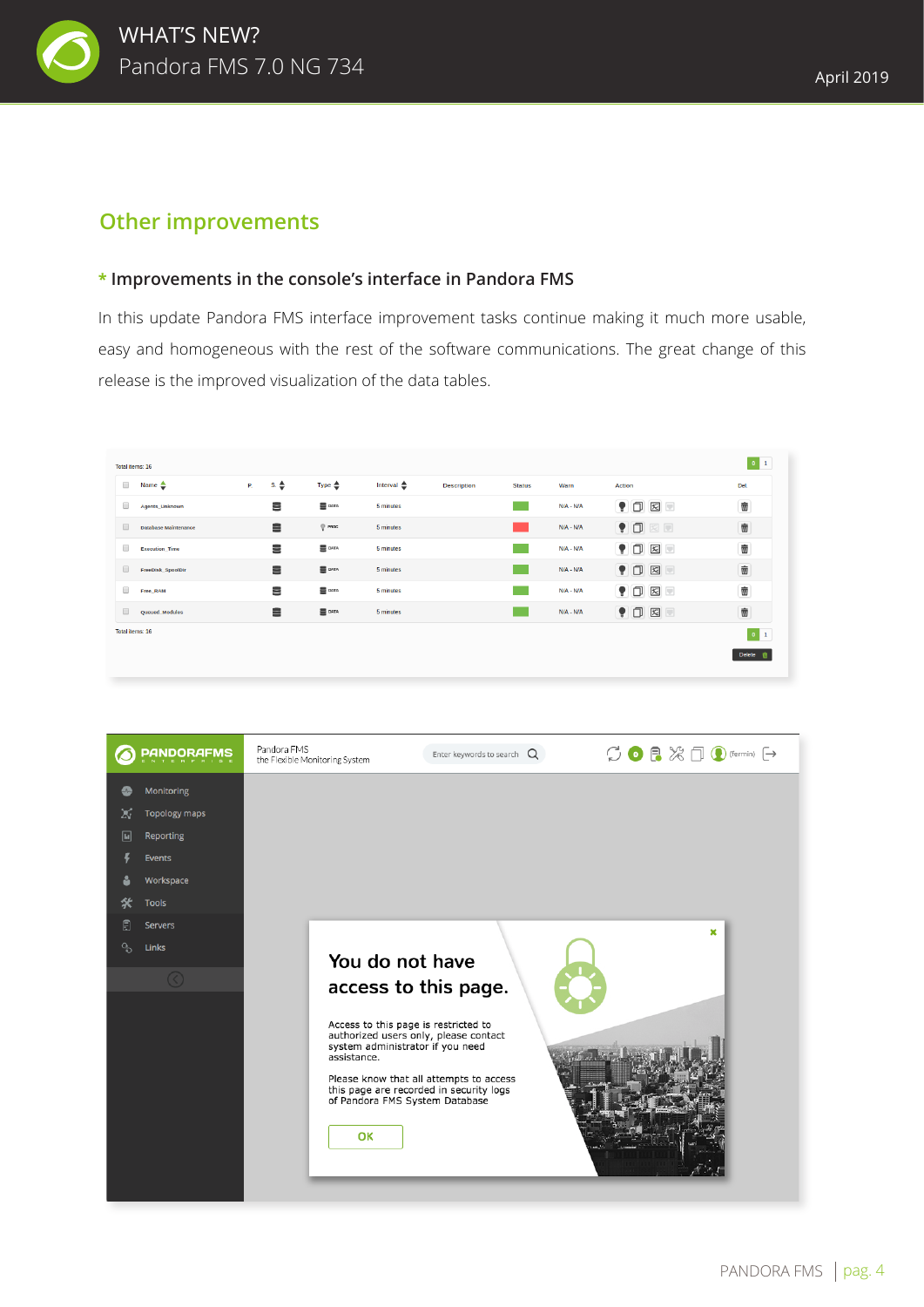## Other improvements

### * Improvements in the console's interface in Pandora FMS

In this update Pandora FMS interface improvement tasks continue making it much more usable, easy and homogeneous with the rest of the software communications. The great change of this release is the improved visualization of the data tables.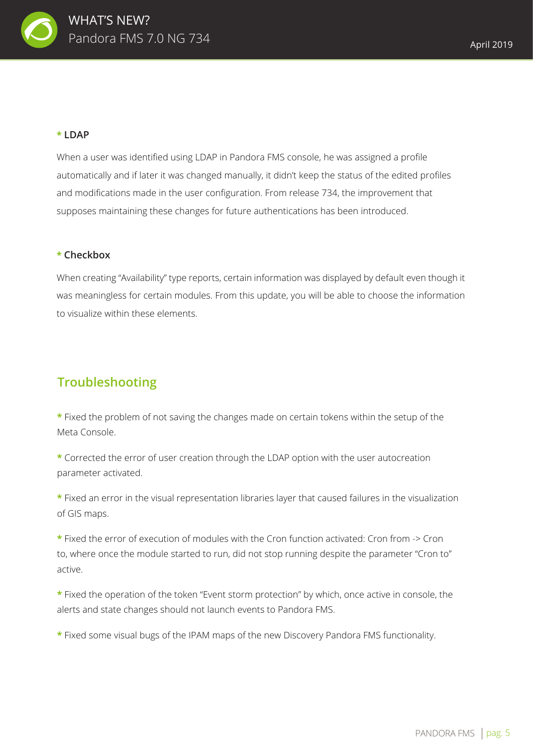### * LDAP

When a user was identified using LDAP in Pandora FMS console, he was assigned a profile automatically and if later it was changed manually, it didn't keep the status of the edited profiles and modifications made in the user configuration. From release 734, the improvement that supposes maintaining these changes for future authentications has been introduced.

### * Checkbox

When creating "Availability" type reports, certain information was displayed by default even though it was meaningless for certain modules. From this update, you will be able to choose the information to visualize within these elements.

## Troubleshooting

* Fixed the problem of not saving the changes made on certain tokens within the setup of the Meta Console.

* Corrected the error of user creation through the LDAP option with the user autocreation parameter activated.

* Fixed an error in the visual representation libraries layer that caused failures in the visualization of GIS maps.

* Fixed the error of execution of modules with the Cron function activated: Cron from -> Cron to, where once the module started to run, did not stop running despite the parameter "Cron to" active.

* Fixed the operation of the token "Event storm protection" by which, once active in console, the alerts and state changes should not launch events to Pandora FMS.

* Fixed some visual bugs of the IPAM maps of the new Discovery Pandora FMS functionality.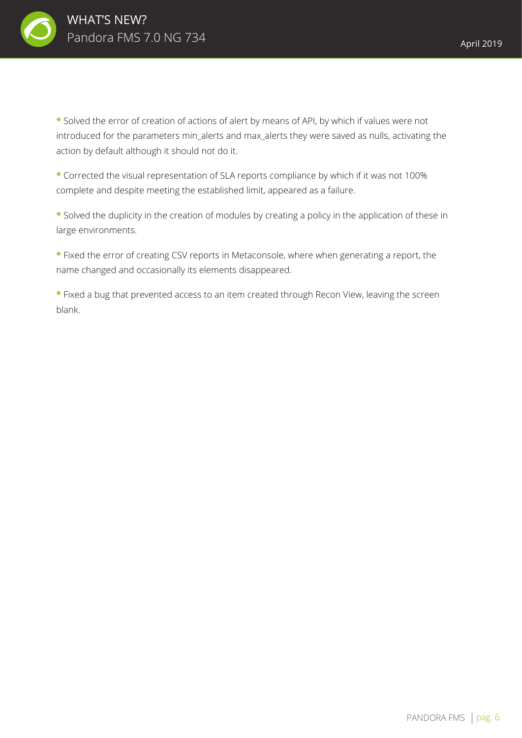* Solved the error of creation of actions of alert by means of API, by which if values were not introduced for the parameters min_alerts and max_alerts they were saved as nulls, activating the action by default although it should not do it.

* Corrected the visual representation of SLA reports compliance by which if it was not 100% complete and despite meeting the established limit, appeared as a failure.

* Solved the duplicity in the creation of modules by creating a policy in the application of these in large environments.

* Fixed the error of creating CSV reports in Metaconsole, where when generating a report, the name changed and occasionally its elements disappeared.

* Fixed a bug that prevented access to an item created through Recon View, leaving the screen blank.